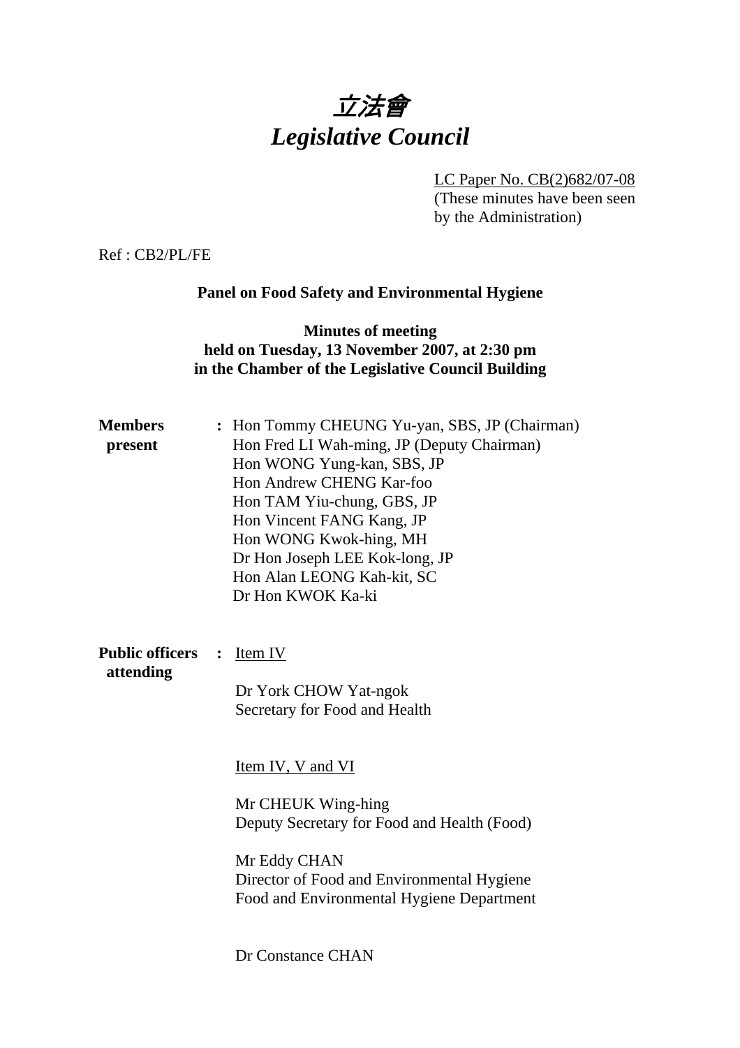# 立法會
# *Legislative Council*

LC Paper No. CB(2)682/07-08
(These minutes have been seen by the Administration)

Ref : CB2/PL/FE

**Panel on Food Safety and Environmental Hygiene**

**Minutes of meeting**
**held on Tuesday, 13 November 2007, at 2:30 pm**
**in the Chamber of the Legislative Council Building**

**Members present** :

Hon Tommy CHEUNG Yu-yan, SBS, JP (Chairman)
Hon Fred LI Wah-ming, JP (Deputy Chairman)
Hon WONG Yung-kan, SBS, JP
Hon Andrew CHENG Kar-foo
Hon TAM Yiu-chung, GBS, JP
Hon Vincent FANG Kang, JP
Hon WONG Kwok-hing, MH
Dr Hon Joseph LEE Kok-long, JP
Hon Alan LEONG Kah-kit, SC
Dr Hon KWOK Ka-ki

**Public officers attending** :

Item IV

Dr York CHOW Yat-ngok
Secretary for Food and Health

Item IV, V and VI

Mr CHEUK Wing-hing
Deputy Secretary for Food and Health (Food)

Mr Eddy CHAN
Director of Food and Environmental Hygiene
Food and Environmental Hygiene Department

Dr Constance CHAN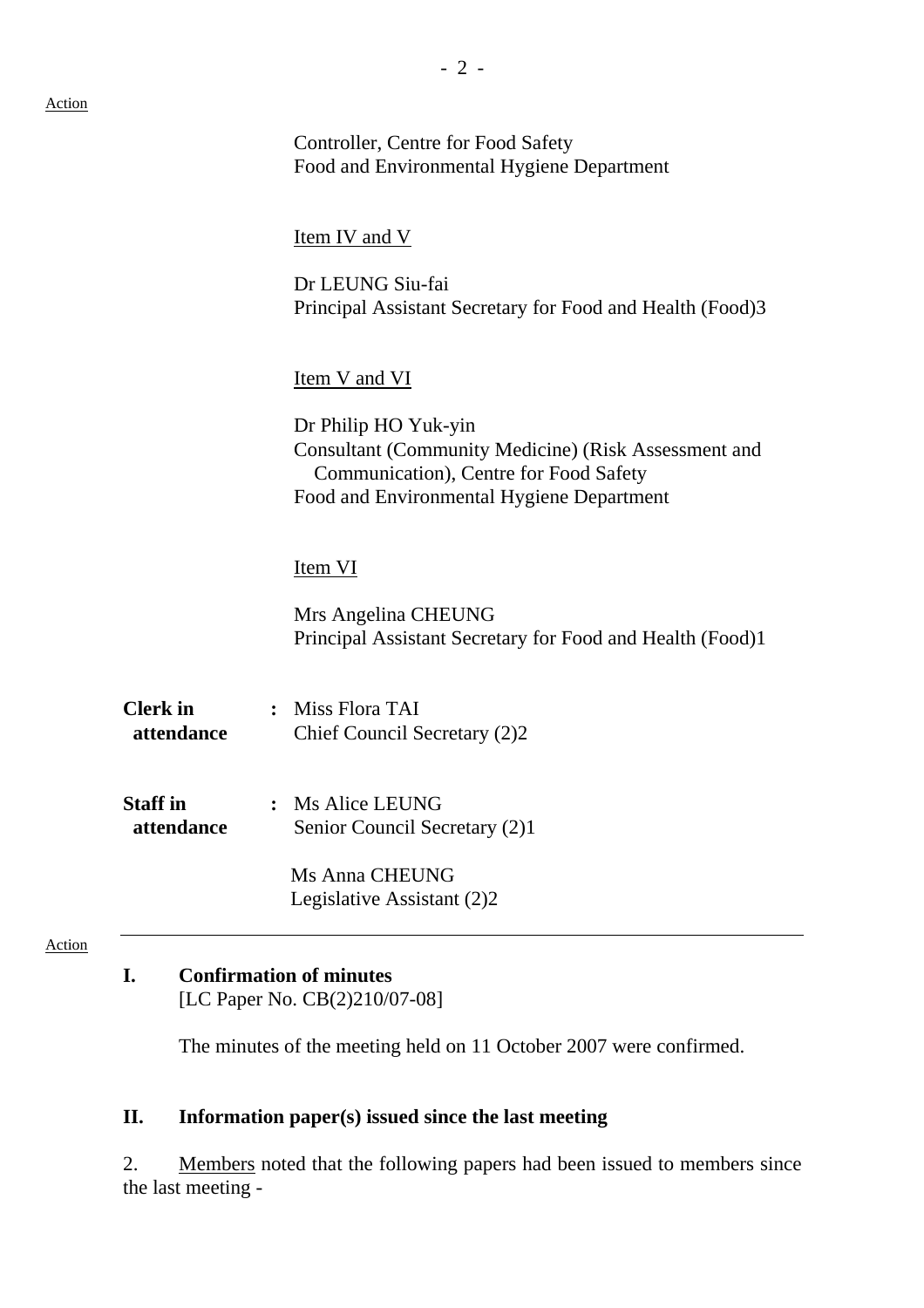Action

Controller, Centre for Food Safety
Food and Environmental Hygiene Department

Item IV and V

Dr LEUNG Siu-fai
Principal Assistant Secretary for Food and Health (Food)3

Item V and VI

Dr Philip HO Yuk-yin
Consultant (Community Medicine) (Risk Assessment and Communication), Centre for Food Safety
Food and Environmental Hygiene Department

Item VI

Mrs Angelina CHEUNG
Principal Assistant Secretary for Food and Health (Food)1

**Clerk in attendance** : Miss Flora TAI
Chief Council Secretary (2)2

**Staff in attendance** : Ms Alice LEUNG
Senior Council Secretary (2)1

Ms Anna CHEUNG
Legislative Assistant (2)2

---

Action

**I. Confirmation of minutes**
[LC Paper No. CB(2)210/07-08]

The minutes of the meeting held on 11 October 2007 were confirmed.

**II. Information paper(s) issued since the last meeting**

2. Members noted that the following papers had been issued to members since the last meeting -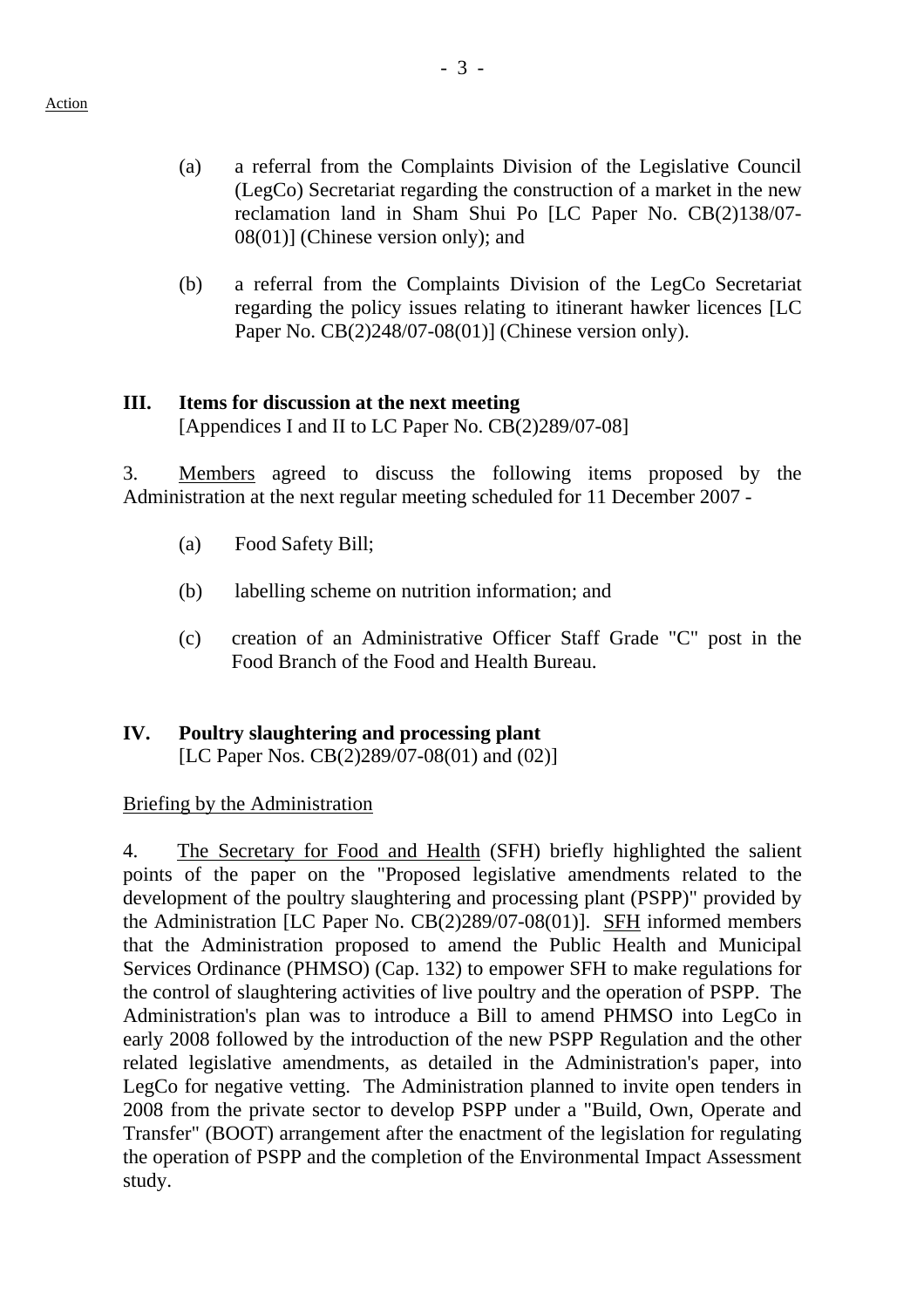(a) a referral from the Complaints Division of the Legislative Council (LegCo) Secretariat regarding the construction of a market in the new reclamation land in Sham Shui Po [LC Paper No. CB(2)138/07-08(01)] (Chinese version only); and

(b) a referral from the Complaints Division of the LegCo Secretariat regarding the policy issues relating to itinerant hawker licences [LC Paper No. CB(2)248/07-08(01)] (Chinese version only).

## III. Items for discussion at the next meeting

[Appendices I and II to LC Paper No. CB(2)289/07-08]

3. Members agreed to discuss the following items proposed by the Administration at the next regular meeting scheduled for 11 December 2007 -

(a) Food Safety Bill;

(b) labelling scheme on nutrition information; and

(c) creation of an Administrative Officer Staff Grade "C" post in the Food Branch of the Food and Health Bureau.

## IV. Poultry slaughtering and processing plant

[LC Paper Nos. CB(2)289/07-08(01) and (02)]

Briefing by the Administration

4. The Secretary for Food and Health (SFH) briefly highlighted the salient points of the paper on the "Proposed legislative amendments related to the development of the poultry slaughtering and processing plant (PSPP)" provided by the Administration [LC Paper No. CB(2)289/07-08(01)]. SFH informed members that the Administration proposed to amend the Public Health and Municipal Services Ordinance (PHMSO) (Cap. 132) to empower SFH to make regulations for the control of slaughtering activities of live poultry and the operation of PSPP. The Administration's plan was to introduce a Bill to amend PHMSO into LegCo in early 2008 followed by the introduction of the new PSPP Regulation and the other related legislative amendments, as detailed in the Administration's paper, into LegCo for negative vetting. The Administration planned to invite open tenders in 2008 from the private sector to develop PSPP under a "Build, Own, Operate and Transfer" (BOOT) arrangement after the enactment of the legislation for regulating the operation of PSPP and the completion of the Environmental Impact Assessment study.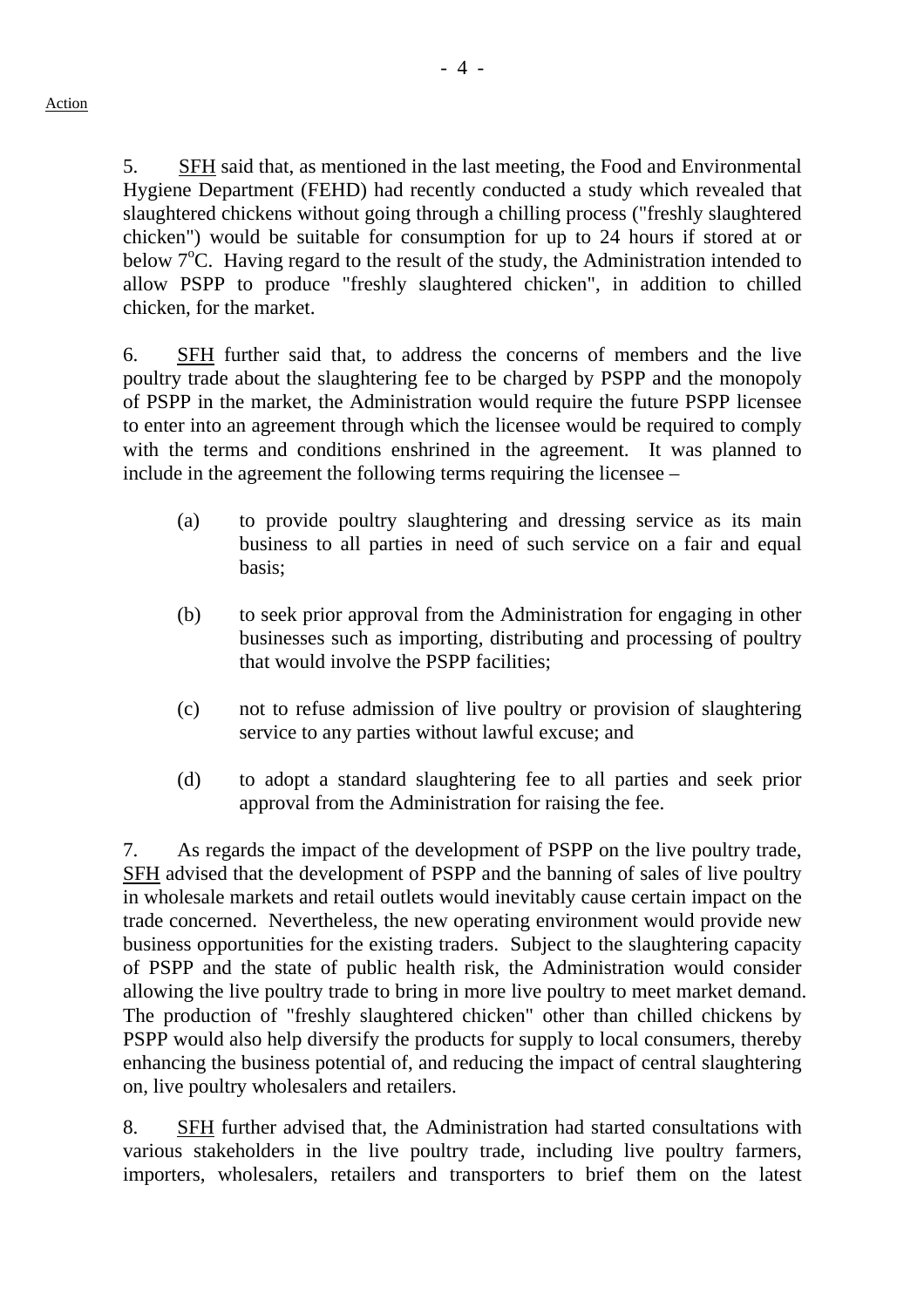Action

5. SFH said that, as mentioned in the last meeting, the Food and Environmental Hygiene Department (FEHD) had recently conducted a study which revealed that slaughtered chickens without going through a chilling process ("freshly slaughtered chicken") would be suitable for consumption for up to 24 hours if stored at or below $7^{o}$C. Having regard to the result of the study, the Administration intended to allow PSPP to produce "freshly slaughtered chicken", in addition to chilled chicken, for the market.

6. SFH further said that, to address the concerns of members and the live poultry trade about the slaughtering fee to be charged by PSPP and the monopoly of PSPP in the market, the Administration would require the future PSPP licensee to enter into an agreement through which the licensee would be required to comply with the terms and conditions enshrined in the agreement. It was planned to include in the agreement the following terms requiring the licensee –

(a) to provide poultry slaughtering and dressing service as its main business to all parties in need of such service on a fair and equal basis;

(b) to seek prior approval from the Administration for engaging in other businesses such as importing, distributing and processing of poultry that would involve the PSPP facilities;

(c) not to refuse admission of live poultry or provision of slaughtering service to any parties without lawful excuse; and

(d) to adopt a standard slaughtering fee to all parties and seek prior approval from the Administration for raising the fee.

7. As regards the impact of the development of PSPP on the live poultry trade, SFH advised that the development of PSPP and the banning of sales of live poultry in wholesale markets and retail outlets would inevitably cause certain impact on the trade concerned. Nevertheless, the new operating environment would provide new business opportunities for the existing traders. Subject to the slaughtering capacity of PSPP and the state of public health risk, the Administration would consider allowing the live poultry trade to bring in more live poultry to meet market demand. The production of "freshly slaughtered chicken" other than chilled chickens by PSPP would also help diversify the products for supply to local consumers, thereby enhancing the business potential of, and reducing the impact of central slaughtering on, live poultry wholesalers and retailers.

8. SFH further advised that, the Administration had started consultations with various stakeholders in the live poultry trade, including live poultry farmers, importers, wholesalers, retailers and transporters to brief them on the latest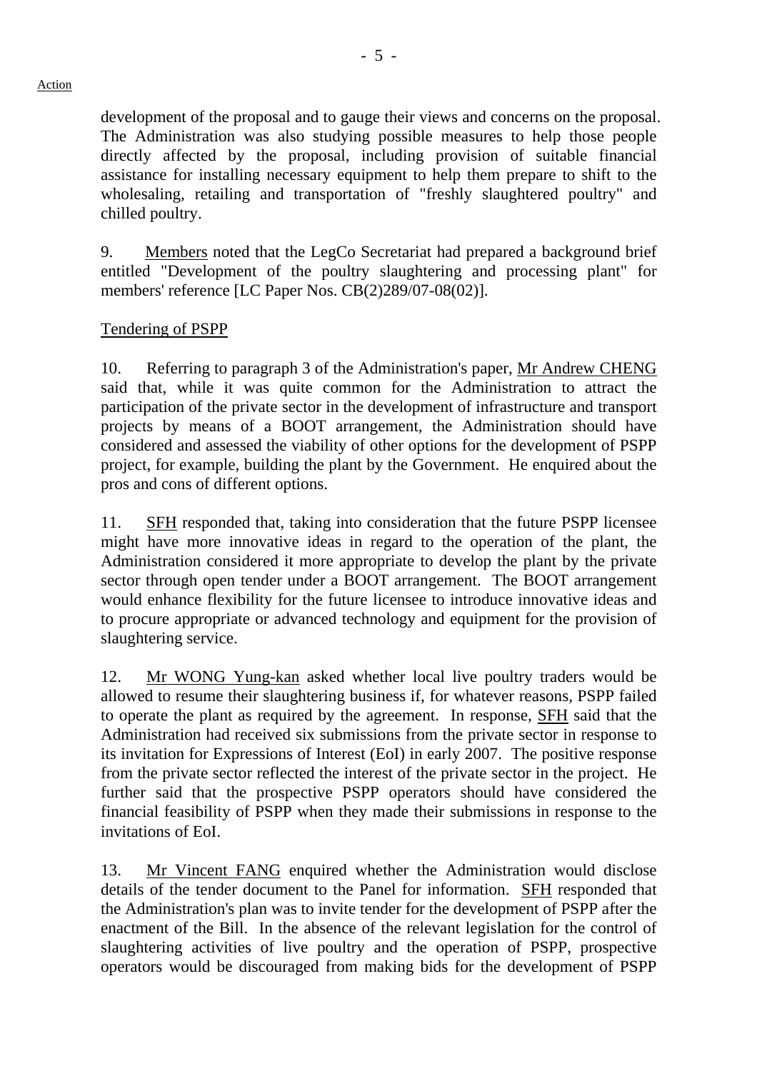development of the proposal and to gauge their views and concerns on the proposal. The Administration was also studying possible measures to help those people directly affected by the proposal, including provision of suitable financial assistance for installing necessary equipment to help them prepare to shift to the wholesaling, retailing and transportation of "freshly slaughtered poultry" and chilled poultry.

9. Members noted that the LegCo Secretariat had prepared a background brief entitled "Development of the poultry slaughtering and processing plant" for members' reference [LC Paper Nos. CB(2)289/07-08(02)].

Tendering of PSPP

10. Referring to paragraph 3 of the Administration's paper, Mr Andrew CHENG said that, while it was quite common for the Administration to attract the participation of the private sector in the development of infrastructure and transport projects by means of a BOOT arrangement, the Administration should have considered and assessed the viability of other options for the development of PSPP project, for example, building the plant by the Government. He enquired about the pros and cons of different options.

11. SFH responded that, taking into consideration that the future PSPP licensee might have more innovative ideas in regard to the operation of the plant, the Administration considered it more appropriate to develop the plant by the private sector through open tender under a BOOT arrangement. The BOOT arrangement would enhance flexibility for the future licensee to introduce innovative ideas and to procure appropriate or advanced technology and equipment for the provision of slaughtering service.

12. Mr WONG Yung-kan asked whether local live poultry traders would be allowed to resume their slaughtering business if, for whatever reasons, PSPP failed to operate the plant as required by the agreement. In response, SFH said that the Administration had received six submissions from the private sector in response to its invitation for Expressions of Interest (EoI) in early 2007. The positive response from the private sector reflected the interest of the private sector in the project. He further said that the prospective PSPP operators should have considered the financial feasibility of PSPP when they made their submissions in response to the invitations of EoI.

13. Mr Vincent FANG enquired whether the Administration would disclose details of the tender document to the Panel for information. SFH responded that the Administration's plan was to invite tender for the development of PSPP after the enactment of the Bill. In the absence of the relevant legislation for the control of slaughtering activities of live poultry and the operation of PSPP, prospective operators would be discouraged from making bids for the development of PSPP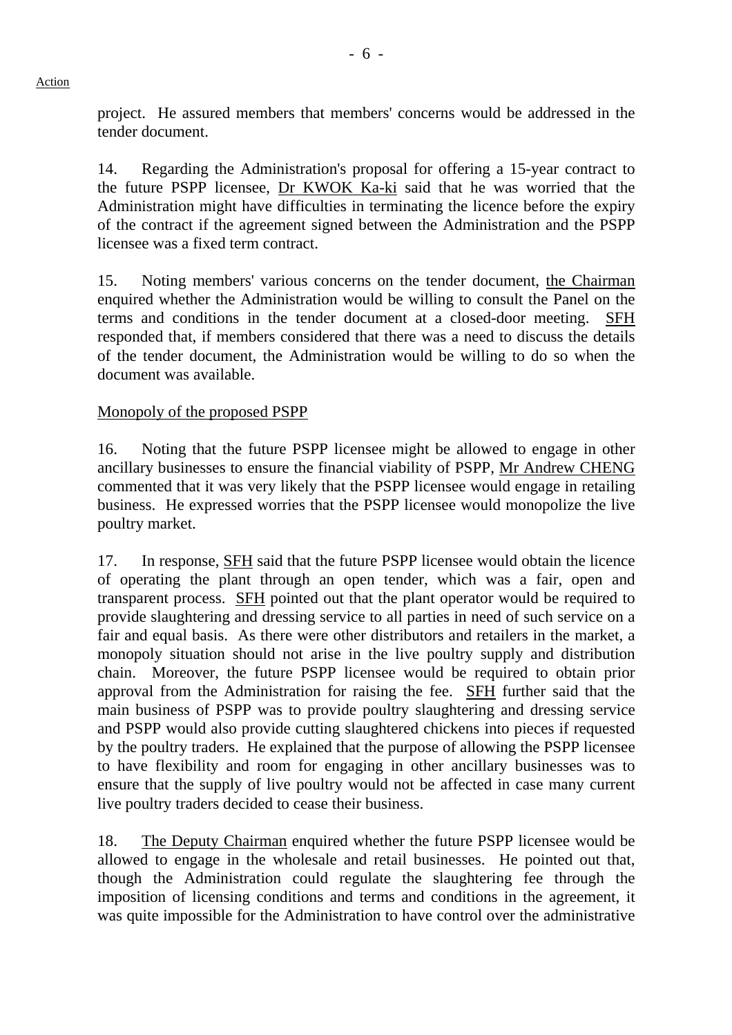project. He assured members that members' concerns would be addressed in the tender document.

14. Regarding the Administration's proposal for offering a 15-year contract to the future PSPP licensee, Dr KWOK Ka-ki said that he was worried that the Administration might have difficulties in terminating the licence before the expiry of the contract if the agreement signed between the Administration and the PSPP licensee was a fixed term contract.

15. Noting members' various concerns on the tender document, the Chairman enquired whether the Administration would be willing to consult the Panel on the terms and conditions in the tender document at a closed-door meeting. SFH responded that, if members considered that there was a need to discuss the details of the tender document, the Administration would be willing to do so when the document was available.

Monopoly of the proposed PSPP

16. Noting that the future PSPP licensee might be allowed to engage in other ancillary businesses to ensure the financial viability of PSPP, Mr Andrew CHENG commented that it was very likely that the PSPP licensee would engage in retailing business. He expressed worries that the PSPP licensee would monopolize the live poultry market.

17. In response, SFH said that the future PSPP licensee would obtain the licence of operating the plant through an open tender, which was a fair, open and transparent process. SFH pointed out that the plant operator would be required to provide slaughtering and dressing service to all parties in need of such service on a fair and equal basis. As there were other distributors and retailers in the market, a monopoly situation should not arise in the live poultry supply and distribution chain. Moreover, the future PSPP licensee would be required to obtain prior approval from the Administration for raising the fee. SFH further said that the main business of PSPP was to provide poultry slaughtering and dressing service and PSPP would also provide cutting slaughtered chickens into pieces if requested by the poultry traders. He explained that the purpose of allowing the PSPP licensee to have flexibility and room for engaging in other ancillary businesses was to ensure that the supply of live poultry would not be affected in case many current live poultry traders decided to cease their business.

18. The Deputy Chairman enquired whether the future PSPP licensee would be allowed to engage in the wholesale and retail businesses. He pointed out that, though the Administration could regulate the slaughtering fee through the imposition of licensing conditions and terms and conditions in the agreement, it was quite impossible for the Administration to have control over the administrative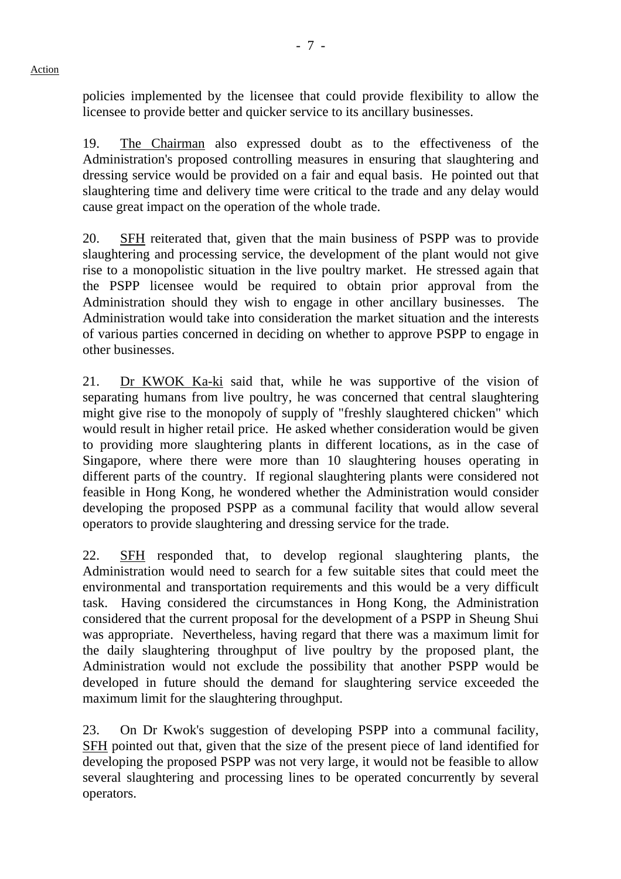policies implemented by the licensee that could provide flexibility to allow the licensee to provide better and quicker service to its ancillary businesses.

19. The Chairman also expressed doubt as to the effectiveness of the Administration's proposed controlling measures in ensuring that slaughtering and dressing service would be provided on a fair and equal basis. He pointed out that slaughtering time and delivery time were critical to the trade and any delay would cause great impact on the operation of the whole trade.

20. SFH reiterated that, given that the main business of PSPP was to provide slaughtering and processing service, the development of the plant would not give rise to a monopolistic situation in the live poultry market. He stressed again that the PSPP licensee would be required to obtain prior approval from the Administration should they wish to engage in other ancillary businesses. The Administration would take into consideration the market situation and the interests of various parties concerned in deciding on whether to approve PSPP to engage in other businesses.

21. Dr KWOK Ka-ki said that, while he was supportive of the vision of separating humans from live poultry, he was concerned that central slaughtering might give rise to the monopoly of supply of "freshly slaughtered chicken" which would result in higher retail price. He asked whether consideration would be given to providing more slaughtering plants in different locations, as in the case of Singapore, where there were more than 10 slaughtering houses operating in different parts of the country. If regional slaughtering plants were considered not feasible in Hong Kong, he wondered whether the Administration would consider developing the proposed PSPP as a communal facility that would allow several operators to provide slaughtering and dressing service for the trade.

22. SFH responded that, to develop regional slaughtering plants, the Administration would need to search for a few suitable sites that could meet the environmental and transportation requirements and this would be a very difficult task. Having considered the circumstances in Hong Kong, the Administration considered that the current proposal for the development of a PSPP in Sheung Shui was appropriate. Nevertheless, having regard that there was a maximum limit for the daily slaughtering throughput of live poultry by the proposed plant, the Administration would not exclude the possibility that another PSPP would be developed in future should the demand for slaughtering service exceeded the maximum limit for the slaughtering throughput.

23. On Dr Kwok's suggestion of developing PSPP into a communal facility, SFH pointed out that, given that the size of the present piece of land identified for developing the proposed PSPP was not very large, it would not be feasible to allow several slaughtering and processing lines to be operated concurrently by several operators.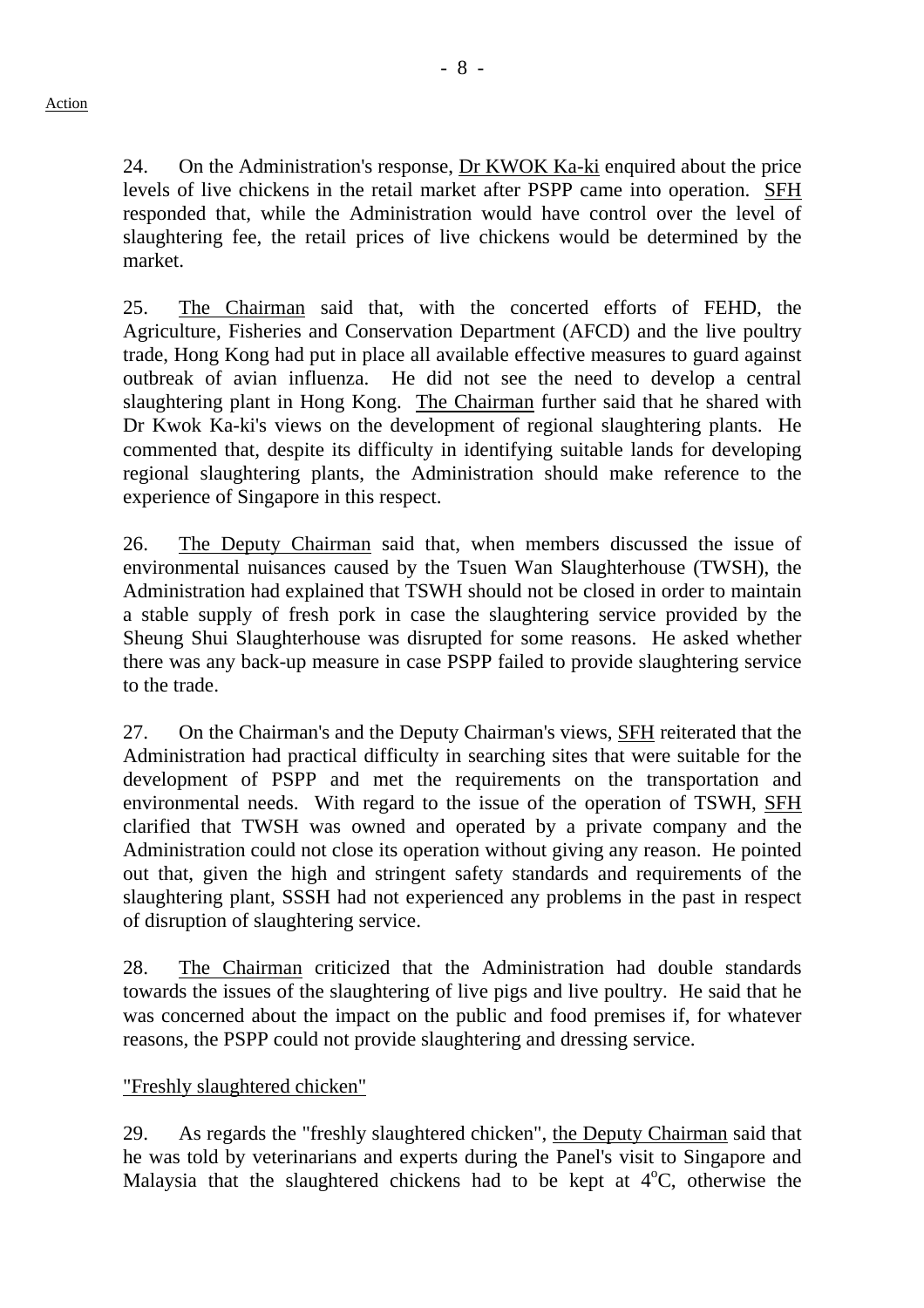Action

24. On the Administration's response, Dr KWOK Ka-ki enquired about the price levels of live chickens in the retail market after PSPP came into operation. SFH responded that, while the Administration would have control over the level of slaughtering fee, the retail prices of live chickens would be determined by the market.

25. The Chairman said that, with the concerted efforts of FEHD, the Agriculture, Fisheries and Conservation Department (AFCD) and the live poultry trade, Hong Kong had put in place all available effective measures to guard against outbreak of avian influenza. He did not see the need to develop a central slaughtering plant in Hong Kong. The Chairman further said that he shared with Dr Kwok Ka-ki's views on the development of regional slaughtering plants. He commented that, despite its difficulty in identifying suitable lands for developing regional slaughtering plants, the Administration should make reference to the experience of Singapore in this respect.

26. The Deputy Chairman said that, when members discussed the issue of environmental nuisances caused by the Tsuen Wan Slaughterhouse (TWSH), the Administration had explained that TSWH should not be closed in order to maintain a stable supply of fresh pork in case the slaughtering service provided by the Sheung Shui Slaughterhouse was disrupted for some reasons. He asked whether there was any back-up measure in case PSPP failed to provide slaughtering service to the trade.

27. On the Chairman's and the Deputy Chairman's views, SFH reiterated that the Administration had practical difficulty in searching sites that were suitable for the development of PSPP and met the requirements on the transportation and environmental needs. With regard to the issue of the operation of TSWH, SFH clarified that TWSH was owned and operated by a private company and the Administration could not close its operation without giving any reason. He pointed out that, given the high and stringent safety standards and requirements of the slaughtering plant, SSSH had not experienced any problems in the past in respect of disruption of slaughtering service.

28. The Chairman criticized that the Administration had double standards towards the issues of the slaughtering of live pigs and live poultry. He said that he was concerned about the impact on the public and food premises if, for whatever reasons, the PSPP could not provide slaughtering and dressing service.

"Freshly slaughtered chicken"

29. As regards the "freshly slaughtered chicken", the Deputy Chairman said that he was told by veterinarians and experts during the Panel's visit to Singapore and Malaysia that the slaughtered chickens had to be kept at 4°C, otherwise the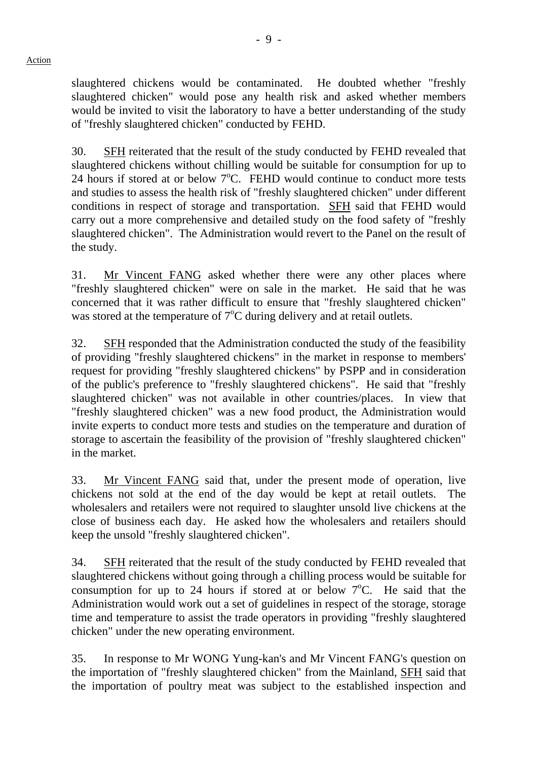slaughtered chickens would be contaminated. He doubted whether "freshly slaughtered chicken" would pose any health risk and asked whether members would be invited to visit the laboratory to have a better understanding of the study of "freshly slaughtered chicken" conducted by FEHD.

30. SFH reiterated that the result of the study conducted by FEHD revealed that slaughtered chickens without chilling would be suitable for consumption for up to 24 hours if stored at or below 7°C. FEHD would continue to conduct more tests and studies to assess the health risk of "freshly slaughtered chicken" under different conditions in respect of storage and transportation. SFH said that FEHD would carry out a more comprehensive and detailed study on the food safety of "freshly slaughtered chicken". The Administration would revert to the Panel on the result of the study.

31. Mr Vincent FANG asked whether there were any other places where "freshly slaughtered chicken" were on sale in the market. He said that he was concerned that it was rather difficult to ensure that "freshly slaughtered chicken" was stored at the temperature of 7°C during delivery and at retail outlets.

32. SFH responded that the Administration conducted the study of the feasibility of providing "freshly slaughtered chickens" in the market in response to members' request for providing "freshly slaughtered chickens" by PSPP and in consideration of the public's preference to "freshly slaughtered chickens". He said that "freshly slaughtered chicken" was not available in other countries/places. In view that "freshly slaughtered chicken" was a new food product, the Administration would invite experts to conduct more tests and studies on the temperature and duration of storage to ascertain the feasibility of the provision of "freshly slaughtered chicken" in the market.

33. Mr Vincent FANG said that, under the present mode of operation, live chickens not sold at the end of the day would be kept at retail outlets. The wholesalers and retailers were not required to slaughter unsold live chickens at the close of business each day. He asked how the wholesalers and retailers should keep the unsold "freshly slaughtered chicken".

34. SFH reiterated that the result of the study conducted by FEHD revealed that slaughtered chickens without going through a chilling process would be suitable for consumption for up to 24 hours if stored at or below 7°C. He said that the Administration would work out a set of guidelines in respect of the storage, storage time and temperature to assist the trade operators in providing "freshly slaughtered chicken" under the new operating environment.

35. In response to Mr WONG Yung-kan's and Mr Vincent FANG's question on the importation of "freshly slaughtered chicken" from the Mainland, SFH said that the importation of poultry meat was subject to the established inspection and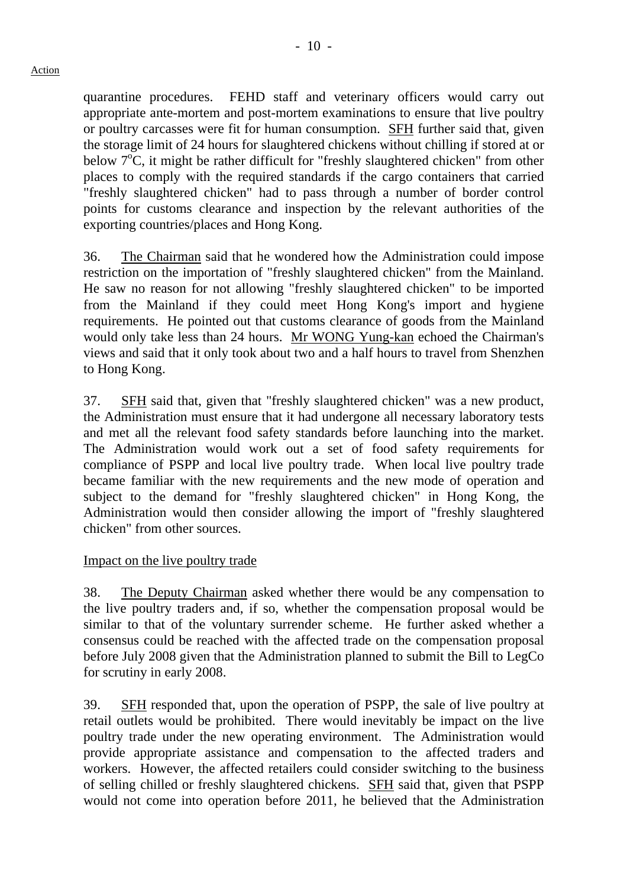quarantine procedures. FEHD staff and veterinary officers would carry out appropriate ante-mortem and post-mortem examinations to ensure that live poultry or poultry carcasses were fit for human consumption. SFH further said that, given the storage limit of 24 hours for slaughtered chickens without chilling if stored at or below $7^{o}C$, it might be rather difficult for "freshly slaughtered chicken" from other places to comply with the required standards if the cargo containers that carried "freshly slaughtered chicken" had to pass through a number of border control points for customs clearance and inspection by the relevant authorities of the exporting countries/places and Hong Kong.

36. The Chairman said that he wondered how the Administration could impose restriction on the importation of "freshly slaughtered chicken" from the Mainland. He saw no reason for not allowing "freshly slaughtered chicken" to be imported from the Mainland if they could meet Hong Kong's import and hygiene requirements. He pointed out that customs clearance of goods from the Mainland would only take less than 24 hours. Mr WONG Yung-kan echoed the Chairman's views and said that it only took about two and a half hours to travel from Shenzhen to Hong Kong.

37. SFH said that, given that "freshly slaughtered chicken" was a new product, the Administration must ensure that it had undergone all necessary laboratory tests and met all the relevant food safety standards before launching into the market. The Administration would work out a set of food safety requirements for compliance of PSPP and local live poultry trade. When local live poultry trade became familiar with the new requirements and the new mode of operation and subject to the demand for "freshly slaughtered chicken" in Hong Kong, the Administration would then consider allowing the import of "freshly slaughtered chicken" from other sources.

Impact on the live poultry trade

38. The Deputy Chairman asked whether there would be any compensation to the live poultry traders and, if so, whether the compensation proposal would be similar to that of the voluntary surrender scheme. He further asked whether a consensus could be reached with the affected trade on the compensation proposal before July 2008 given that the Administration planned to submit the Bill to LegCo for scrutiny in early 2008.

39. SFH responded that, upon the operation of PSPP, the sale of live poultry at retail outlets would be prohibited. There would inevitably be impact on the live poultry trade under the new operating environment. The Administration would provide appropriate assistance and compensation to the affected traders and workers. However, the affected retailers could consider switching to the business of selling chilled or freshly slaughtered chickens. SFH said that, given that PSPP would not come into operation before 2011, he believed that the Administration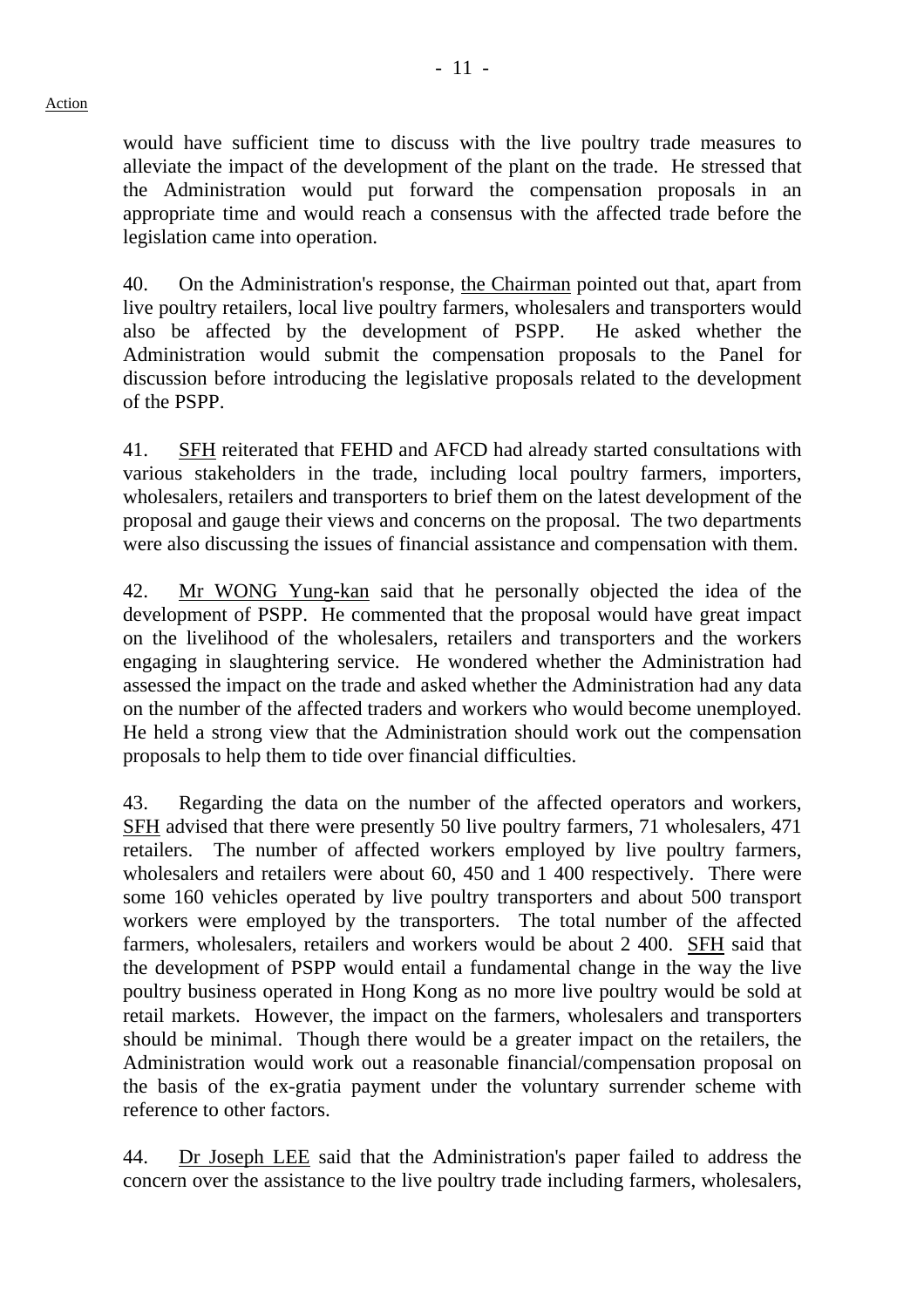would have sufficient time to discuss with the live poultry trade measures to alleviate the impact of the development of the plant on the trade. He stressed that the Administration would put forward the compensation proposals in an appropriate time and would reach a consensus with the affected trade before the legislation came into operation.

40. On the Administration's response, the Chairman pointed out that, apart from live poultry retailers, local live poultry farmers, wholesalers and transporters would also be affected by the development of PSPP. He asked whether the Administration would submit the compensation proposals to the Panel for discussion before introducing the legislative proposals related to the development of the PSPP.

41. SFH reiterated that FEHD and AFCD had already started consultations with various stakeholders in the trade, including local poultry farmers, importers, wholesalers, retailers and transporters to brief them on the latest development of the proposal and gauge their views and concerns on the proposal. The two departments were also discussing the issues of financial assistance and compensation with them.

42. Mr WONG Yung-kan said that he personally objected the idea of the development of PSPP. He commented that the proposal would have great impact on the livelihood of the wholesalers, retailers and transporters and the workers engaging in slaughtering service. He wondered whether the Administration had assessed the impact on the trade and asked whether the Administration had any data on the number of the affected traders and workers who would become unemployed. He held a strong view that the Administration should work out the compensation proposals to help them to tide over financial difficulties.

43. Regarding the data on the number of the affected operators and workers, SFH advised that there were presently 50 live poultry farmers, 71 wholesalers, 471 retailers. The number of affected workers employed by live poultry farmers, wholesalers and retailers were about 60, 450 and 1 400 respectively. There were some 160 vehicles operated by live poultry transporters and about 500 transport workers were employed by the transporters. The total number of the affected farmers, wholesalers, retailers and workers would be about 2 400. SFH said that the development of PSPP would entail a fundamental change in the way the live poultry business operated in Hong Kong as no more live poultry would be sold at retail markets. However, the impact on the farmers, wholesalers and transporters should be minimal. Though there would be a greater impact on the retailers, the Administration would work out a reasonable financial/compensation proposal on the basis of the ex-gratia payment under the voluntary surrender scheme with reference to other factors.

44. Dr Joseph LEE said that the Administration's paper failed to address the concern over the assistance to the live poultry trade including farmers, wholesalers,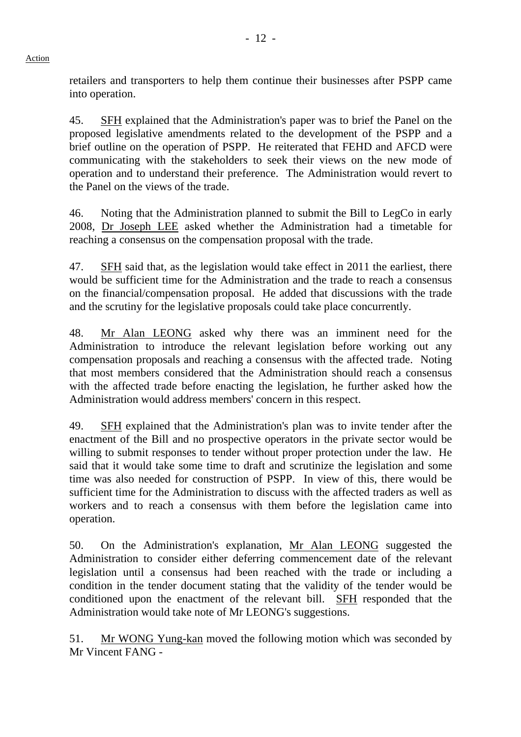retailers and transporters to help them continue their businesses after PSPP came into operation.

45. SFH explained that the Administration's paper was to brief the Panel on the proposed legislative amendments related to the development of the PSPP and a brief outline on the operation of PSPP. He reiterated that FEHD and AFCD were communicating with the stakeholders to seek their views on the new mode of operation and to understand their preference. The Administration would revert to the Panel on the views of the trade.

46. Noting that the Administration planned to submit the Bill to LegCo in early 2008, Dr Joseph LEE asked whether the Administration had a timetable for reaching a consensus on the compensation proposal with the trade.

47. SFH said that, as the legislation would take effect in 2011 the earliest, there would be sufficient time for the Administration and the trade to reach a consensus on the financial/compensation proposal. He added that discussions with the trade and the scrutiny for the legislative proposals could take place concurrently.

48. Mr Alan LEONG asked why there was an imminent need for the Administration to introduce the relevant legislation before working out any compensation proposals and reaching a consensus with the affected trade. Noting that most members considered that the Administration should reach a consensus with the affected trade before enacting the legislation, he further asked how the Administration would address members' concern in this respect.

49. SFH explained that the Administration's plan was to invite tender after the enactment of the Bill and no prospective operators in the private sector would be willing to submit responses to tender without proper protection under the law. He said that it would take some time to draft and scrutinize the legislation and some time was also needed for construction of PSPP. In view of this, there would be sufficient time for the Administration to discuss with the affected traders as well as workers and to reach a consensus with them before the legislation came into operation.

50. On the Administration's explanation, Mr Alan LEONG suggested the Administration to consider either deferring commencement date of the relevant legislation until a consensus had been reached with the trade or including a condition in the tender document stating that the validity of the tender would be conditioned upon the enactment of the relevant bill. SFH responded that the Administration would take note of Mr LEONG's suggestions.

51. Mr WONG Yung-kan moved the following motion which was seconded by Mr Vincent FANG -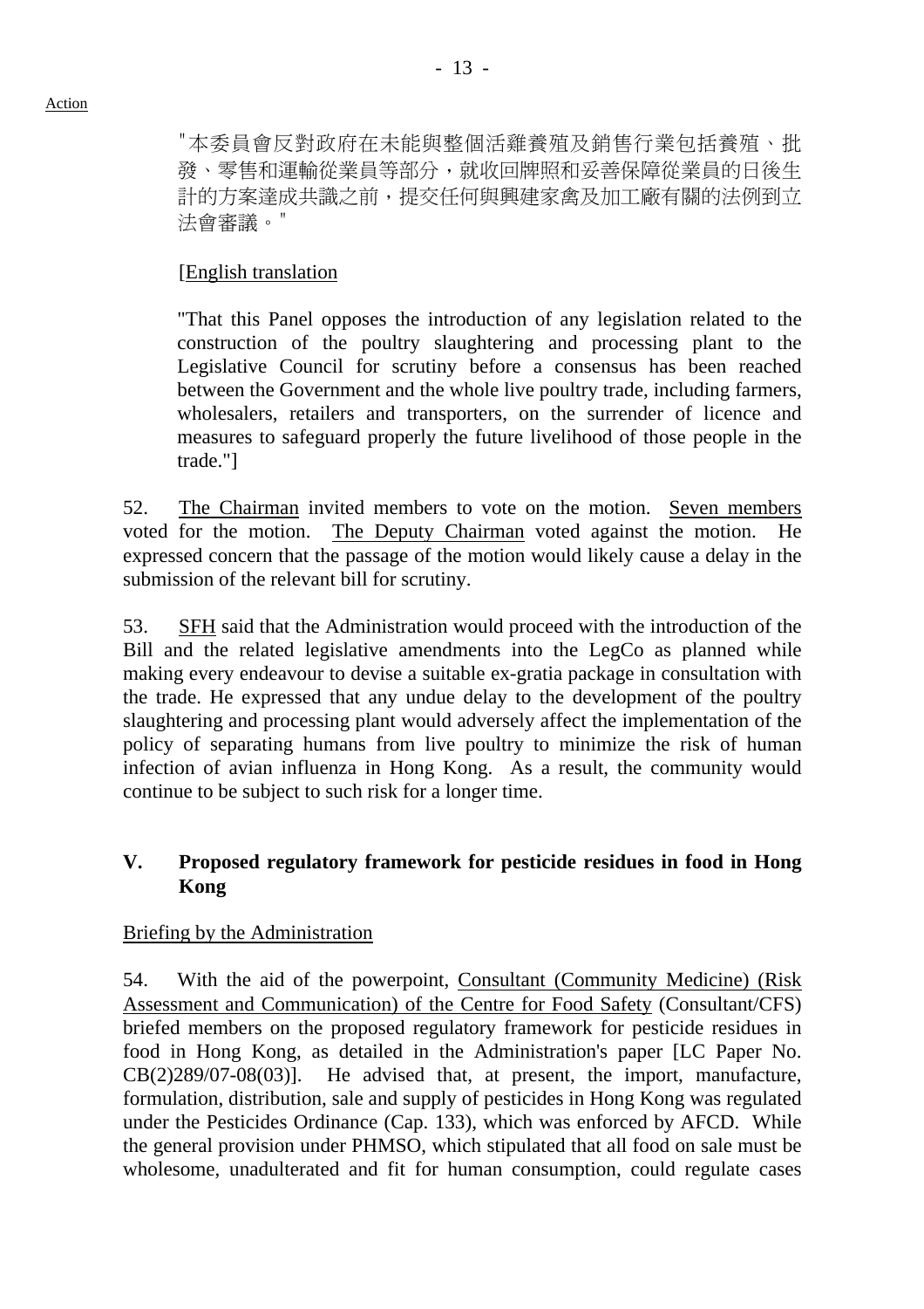Action

"本委員會反對政府在未能與整個活雞養殖及銷售行業包括養殖、批發、零售和運輸從業員等部分，就收回牌照和妥善保障從業員的日後生計的方案達成共識之前，提交任何與興建家禽及加工廠有關的法例到立法會審議。"

[English translation

"That this Panel opposes the introduction of any legislation related to the construction of the poultry slaughtering and processing plant to the Legislative Council for scrutiny before a consensus has been reached between the Government and the whole live poultry trade, including farmers, wholesalers, retailers and transporters, on the surrender of licence and measures to safeguard properly the future livelihood of those people in the trade."]

52. The Chairman invited members to vote on the motion. Seven members voted for the motion. The Deputy Chairman voted against the motion. He expressed concern that the passage of the motion would likely cause a delay in the submission of the relevant bill for scrutiny.

53. SFH said that the Administration would proceed with the introduction of the Bill and the related legislative amendments into the LegCo as planned while making every endeavour to devise a suitable ex-gratia package in consultation with the trade. He expressed that any undue delay to the development of the poultry slaughtering and processing plant would adversely affect the implementation of the policy of separating humans from live poultry to minimize the risk of human infection of avian influenza in Hong Kong. As a result, the community would continue to be subject to such risk for a longer time.

## V. Proposed regulatory framework for pesticide residues in food in Hong Kong

Briefing by the Administration

54. With the aid of the powerpoint, Consultant (Community Medicine) (Risk Assessment and Communication) of the Centre for Food Safety (Consultant/CFS) briefed members on the proposed regulatory framework for pesticide residues in food in Hong Kong, as detailed in the Administration's paper [LC Paper No. CB(2)289/07-08(03)]. He advised that, at present, the import, manufacture, formulation, distribution, sale and supply of pesticides in Hong Kong was regulated under the Pesticides Ordinance (Cap. 133), which was enforced by AFCD. While the general provision under PHMSO, which stipulated that all food on sale must be wholesome, unadulterated and fit for human consumption, could regulate cases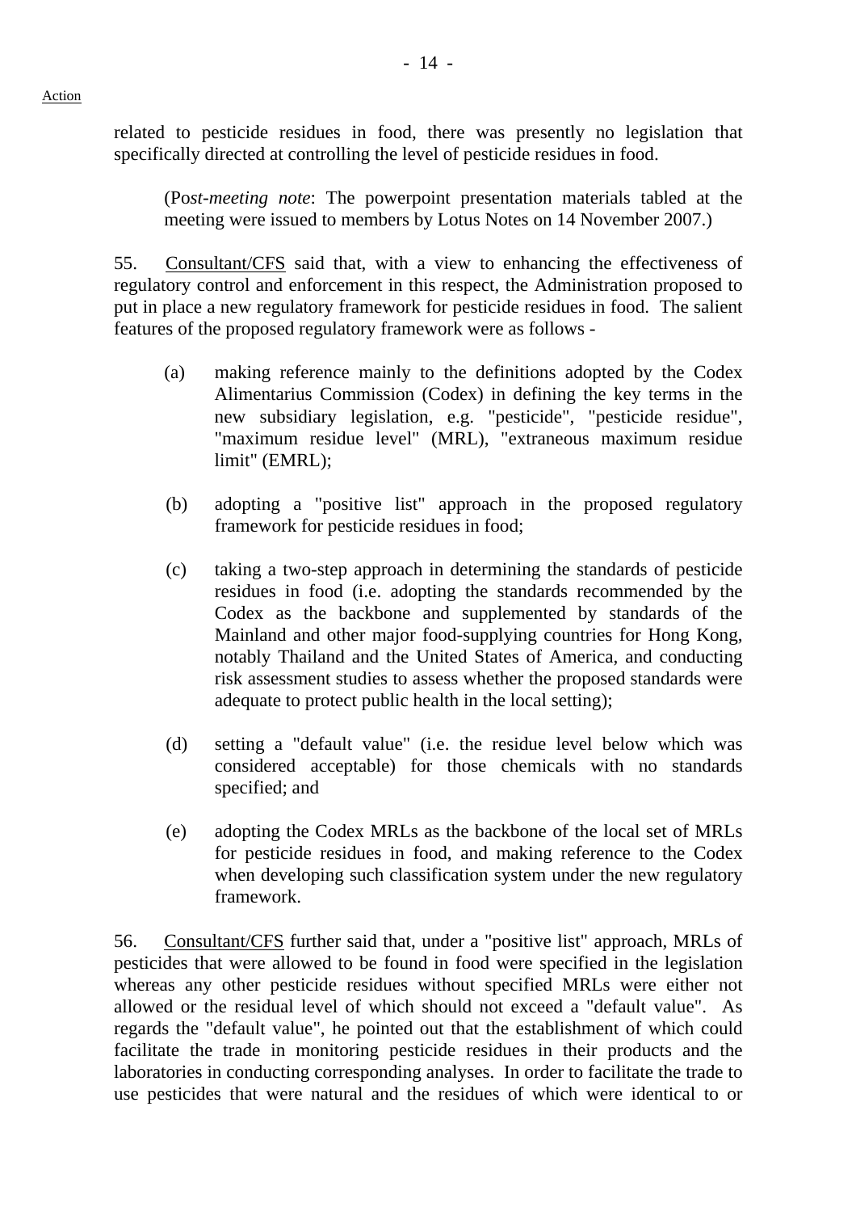Action

related to pesticide residues in food, there was presently no legislation that specifically directed at controlling the level of pesticide residues in food.

(Po*st-meeting note*: The powerpoint presentation materials tabled at the meeting were issued to members by Lotus Notes on 14 November 2007.)

55. Consultant/CFS said that, with a view to enhancing the effectiveness of regulatory control and enforcement in this respect, the Administration proposed to put in place a new regulatory framework for pesticide residues in food. The salient features of the proposed regulatory framework were as follows -

(a) making reference mainly to the definitions adopted by the Codex Alimentarius Commission (Codex) in defining the key terms in the new subsidiary legislation, e.g. "pesticide", "pesticide residue", "maximum residue level" (MRL), "extraneous maximum residue limit" (EMRL);

(b) adopting a "positive list" approach in the proposed regulatory framework for pesticide residues in food;

(c) taking a two-step approach in determining the standards of pesticide residues in food (i.e. adopting the standards recommended by the Codex as the backbone and supplemented by standards of the Mainland and other major food-supplying countries for Hong Kong, notably Thailand and the United States of America, and conducting risk assessment studies to assess whether the proposed standards were adequate to protect public health in the local setting);

(d) setting a "default value" (i.e. the residue level below which was considered acceptable) for those chemicals with no standards specified; and

(e) adopting the Codex MRLs as the backbone of the local set of MRLs for pesticide residues in food, and making reference to the Codex when developing such classification system under the new regulatory framework.

56. Consultant/CFS further said that, under a "positive list" approach, MRLs of pesticides that were allowed to be found in food were specified in the legislation whereas any other pesticide residues without specified MRLs were either not allowed or the residual level of which should not exceed a "default value". As regards the "default value", he pointed out that the establishment of which could facilitate the trade in monitoring pesticide residues in their products and the laboratories in conducting corresponding analyses. In order to facilitate the trade to use pesticides that were natural and the residues of which were identical to or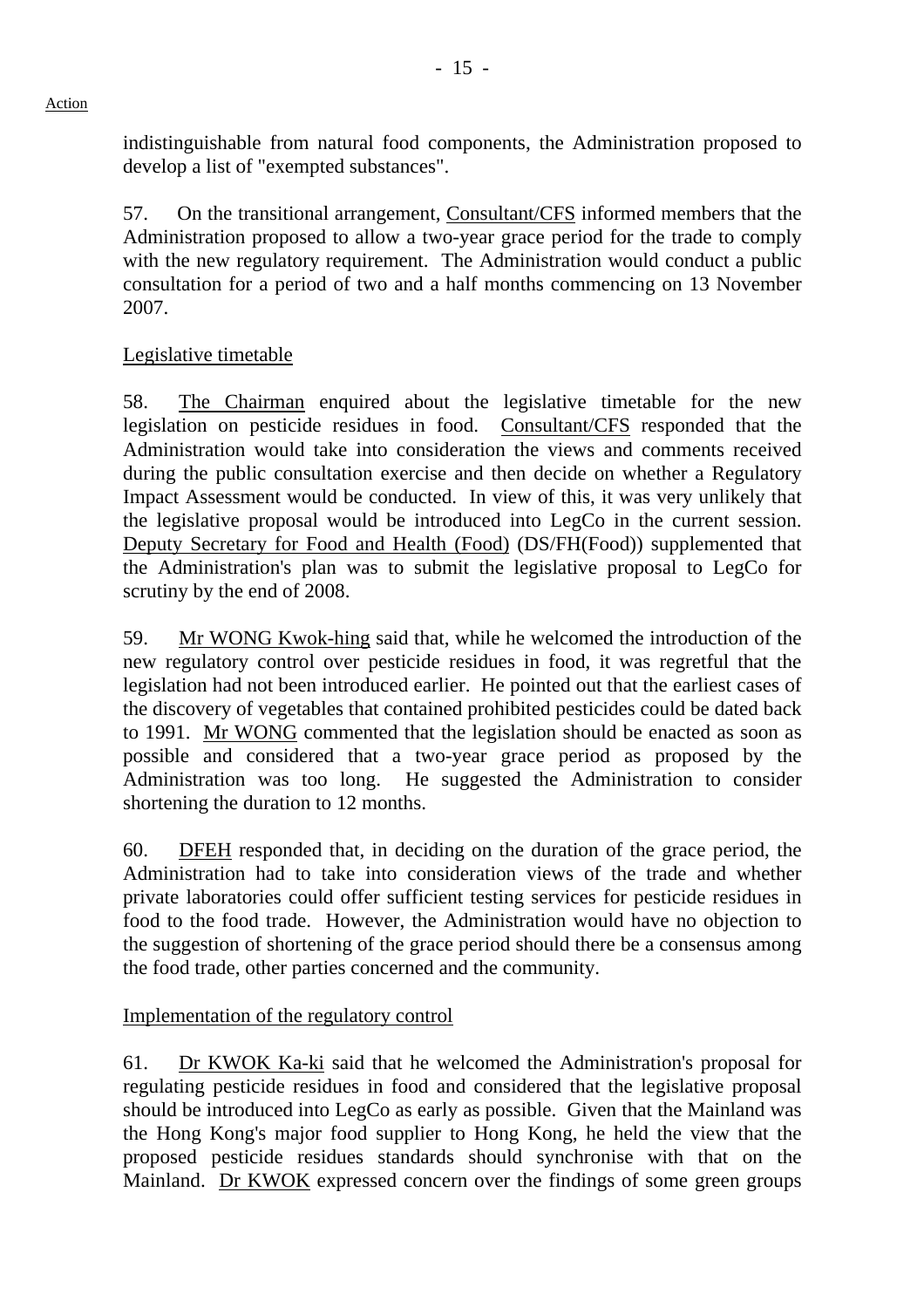indistinguishable from natural food components, the Administration proposed to develop a list of "exempted substances".

57. On the transitional arrangement, Consultant/CFS informed members that the Administration proposed to allow a two-year grace period for the trade to comply with the new regulatory requirement. The Administration would conduct a public consultation for a period of two and a half months commencing on 13 November 2007.

Legislative timetable

58. The Chairman enquired about the legislative timetable for the new legislation on pesticide residues in food. Consultant/CFS responded that the Administration would take into consideration the views and comments received during the public consultation exercise and then decide on whether a Regulatory Impact Assessment would be conducted. In view of this, it was very unlikely that the legislative proposal would be introduced into LegCo in the current session. Deputy Secretary for Food and Health (Food) (DS/FH(Food)) supplemented that the Administration's plan was to submit the legislative proposal to LegCo for scrutiny by the end of 2008.

59. Mr WONG Kwok-hing said that, while he welcomed the introduction of the new regulatory control over pesticide residues in food, it was regretful that the legislation had not been introduced earlier. He pointed out that the earliest cases of the discovery of vegetables that contained prohibited pesticides could be dated back to 1991. Mr WONG commented that the legislation should be enacted as soon as possible and considered that a two-year grace period as proposed by the Administration was too long. He suggested the Administration to consider shortening the duration to 12 months.

60. DFEH responded that, in deciding on the duration of the grace period, the Administration had to take into consideration views of the trade and whether private laboratories could offer sufficient testing services for pesticide residues in food to the food trade. However, the Administration would have no objection to the suggestion of shortening of the grace period should there be a consensus among the food trade, other parties concerned and the community.

Implementation of the regulatory control

61. Dr KWOK Ka-ki said that he welcomed the Administration's proposal for regulating pesticide residues in food and considered that the legislative proposal should be introduced into LegCo as early as possible. Given that the Mainland was the Hong Kong's major food supplier to Hong Kong, he held the view that the proposed pesticide residues standards should synchronise with that on the Mainland. Dr KWOK expressed concern over the findings of some green groups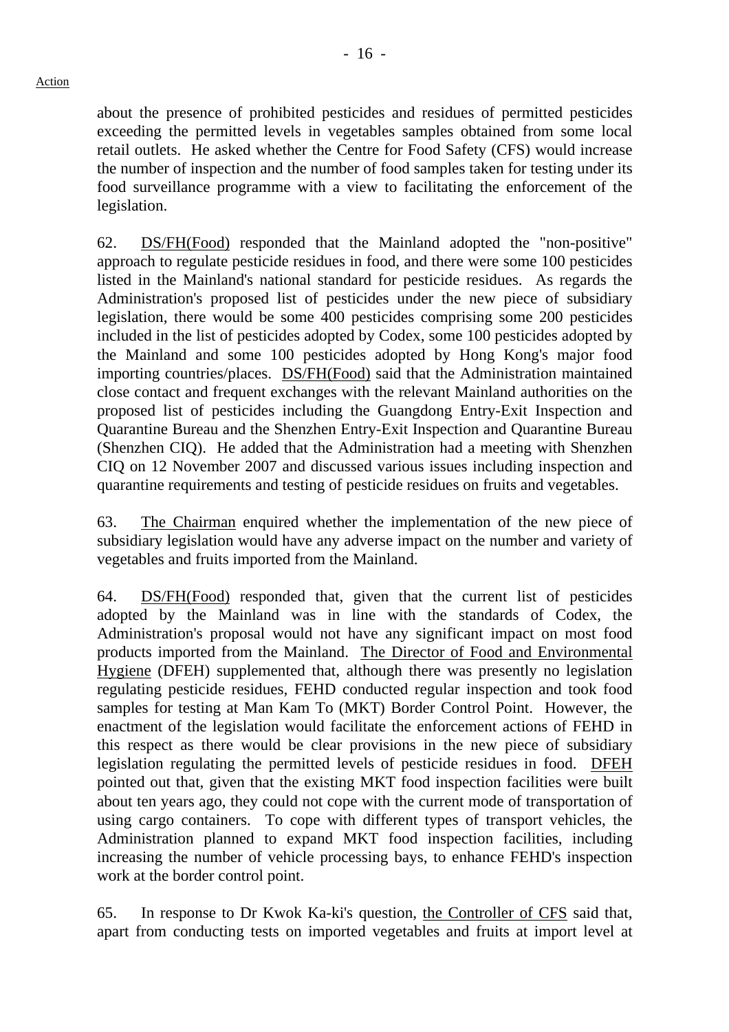about the presence of prohibited pesticides and residues of permitted pesticides exceeding the permitted levels in vegetables samples obtained from some local retail outlets. He asked whether the Centre for Food Safety (CFS) would increase the number of inspection and the number of food samples taken for testing under its food surveillance programme with a view to facilitating the enforcement of the legislation.

62. DS/FH(Food) responded that the Mainland adopted the "non-positive" approach to regulate pesticide residues in food, and there were some 100 pesticides listed in the Mainland's national standard for pesticide residues. As regards the Administration's proposed list of pesticides under the new piece of subsidiary legislation, there would be some 400 pesticides comprising some 200 pesticides included in the list of pesticides adopted by Codex, some 100 pesticides adopted by the Mainland and some 100 pesticides adopted by Hong Kong's major food importing countries/places. DS/FH(Food) said that the Administration maintained close contact and frequent exchanges with the relevant Mainland authorities on the proposed list of pesticides including the Guangdong Entry-Exit Inspection and Quarantine Bureau and the Shenzhen Entry-Exit Inspection and Quarantine Bureau (Shenzhen CIQ). He added that the Administration had a meeting with Shenzhen CIQ on 12 November 2007 and discussed various issues including inspection and quarantine requirements and testing of pesticide residues on fruits and vegetables.

63. The Chairman enquired whether the implementation of the new piece of subsidiary legislation would have any adverse impact on the number and variety of vegetables and fruits imported from the Mainland.

64. DS/FH(Food) responded that, given that the current list of pesticides adopted by the Mainland was in line with the standards of Codex, the Administration's proposal would not have any significant impact on most food products imported from the Mainland. The Director of Food and Environmental Hygiene (DFEH) supplemented that, although there was presently no legislation regulating pesticide residues, FEHD conducted regular inspection and took food samples for testing at Man Kam To (MKT) Border Control Point. However, the enactment of the legislation would facilitate the enforcement actions of FEHD in this respect as there would be clear provisions in the new piece of subsidiary legislation regulating the permitted levels of pesticide residues in food. DFEH pointed out that, given that the existing MKT food inspection facilities were built about ten years ago, they could not cope with the current mode of transportation of using cargo containers. To cope with different types of transport vehicles, the Administration planned to expand MKT food inspection facilities, including increasing the number of vehicle processing bays, to enhance FEHD's inspection work at the border control point.

65. In response to Dr Kwok Ka-ki's question, the Controller of CFS said that, apart from conducting tests on imported vegetables and fruits at import level at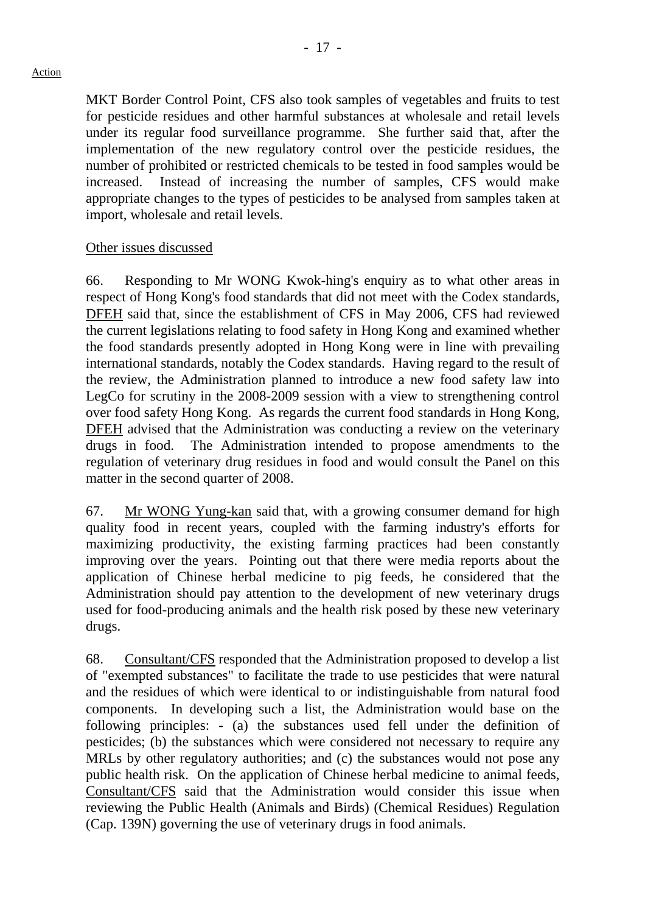MKT Border Control Point, CFS also took samples of vegetables and fruits to test for pesticide residues and other harmful substances at wholesale and retail levels under its regular food surveillance programme. She further said that, after the implementation of the new regulatory control over the pesticide residues, the number of prohibited or restricted chemicals to be tested in food samples would be increased. Instead of increasing the number of samples, CFS would make appropriate changes to the types of pesticides to be analysed from samples taken at import, wholesale and retail levels.

Other issues discussed

66. Responding to Mr WONG Kwok-hing's enquiry as to what other areas in respect of Hong Kong's food standards that did not meet with the Codex standards, DFEH said that, since the establishment of CFS in May 2006, CFS had reviewed the current legislations relating to food safety in Hong Kong and examined whether the food standards presently adopted in Hong Kong were in line with prevailing international standards, notably the Codex standards. Having regard to the result of the review, the Administration planned to introduce a new food safety law into LegCo for scrutiny in the 2008-2009 session with a view to strengthening control over food safety Hong Kong. As regards the current food standards in Hong Kong, DFEH advised that the Administration was conducting a review on the veterinary drugs in food. The Administration intended to propose amendments to the regulation of veterinary drug residues in food and would consult the Panel on this matter in the second quarter of 2008.

67. Mr WONG Yung-kan said that, with a growing consumer demand for high quality food in recent years, coupled with the farming industry's efforts for maximizing productivity, the existing farming practices had been constantly improving over the years. Pointing out that there were media reports about the application of Chinese herbal medicine to pig feeds, he considered that the Administration should pay attention to the development of new veterinary drugs used for food-producing animals and the health risk posed by these new veterinary drugs.

68. Consultant/CFS responded that the Administration proposed to develop a list of "exempted substances" to facilitate the trade to use pesticides that were natural and the residues of which were identical to or indistinguishable from natural food components. In developing such a list, the Administration would base on the following principles: - (a) the substances used fell under the definition of pesticides; (b) the substances which were considered not necessary to require any MRLs by other regulatory authorities; and (c) the substances would not pose any public health risk. On the application of Chinese herbal medicine to animal feeds, Consultant/CFS said that the Administration would consider this issue when reviewing the Public Health (Animals and Birds) (Chemical Residues) Regulation (Cap. 139N) governing the use of veterinary drugs in food animals.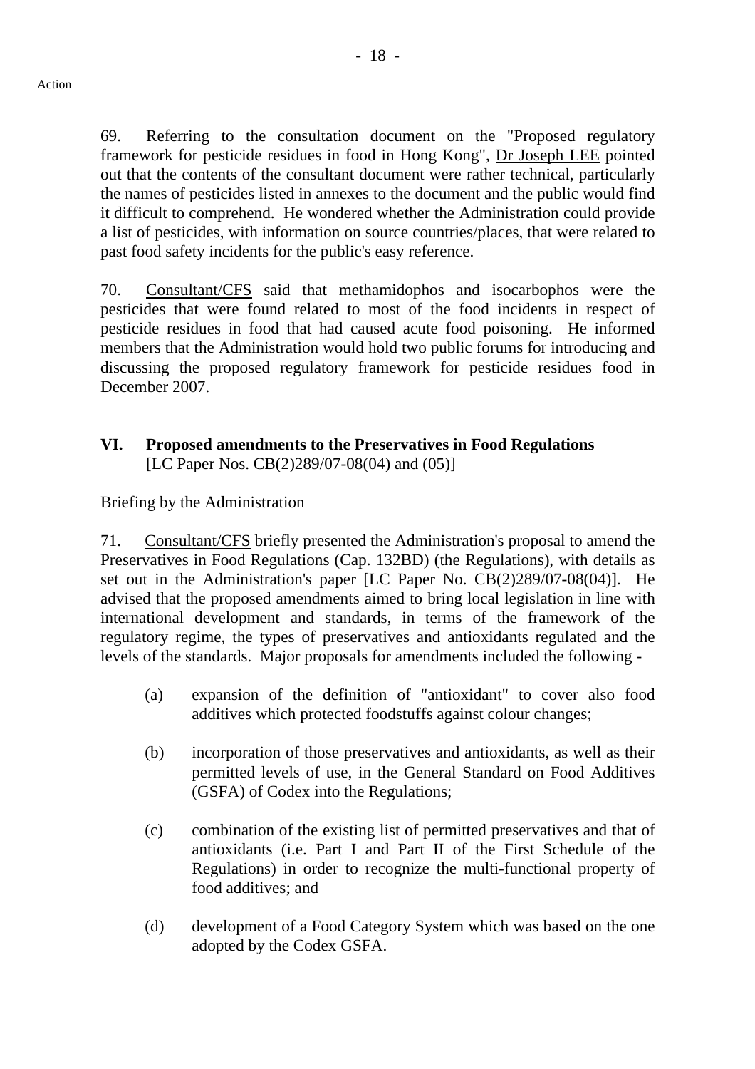Action

69. Referring to the consultation document on the "Proposed regulatory framework for pesticide residues in food in Hong Kong", Dr Joseph LEE pointed out that the contents of the consultant document were rather technical, particularly the names of pesticides listed in annexes to the document and the public would find it difficult to comprehend. He wondered whether the Administration could provide a list of pesticides, with information on source countries/places, that were related to past food safety incidents for the public's easy reference.

70. Consultant/CFS said that methamidophos and isocarbophos were the pesticides that were found related to most of the food incidents in respect of pesticide residues in food that had caused acute food poisoning. He informed members that the Administration would hold two public forums for introducing and discussing the proposed regulatory framework for pesticide residues food in December 2007.

## VI. Proposed amendments to the Preservatives in Food Regulations

[LC Paper Nos. CB(2)289/07-08(04) and (05)]

Briefing by the Administration

71. Consultant/CFS briefly presented the Administration's proposal to amend the Preservatives in Food Regulations (Cap. 132BD) (the Regulations), with details as set out in the Administration's paper [LC Paper No. CB(2)289/07-08(04)]. He advised that the proposed amendments aimed to bring local legislation in line with international development and standards, in terms of the framework of the regulatory regime, the types of preservatives and antioxidants regulated and the levels of the standards. Major proposals for amendments included the following -

(a) expansion of the definition of "antioxidant" to cover also food additives which protected foodstuffs against colour changes;

(b) incorporation of those preservatives and antioxidants, as well as their permitted levels of use, in the General Standard on Food Additives (GSFA) of Codex into the Regulations;

(c) combination of the existing list of permitted preservatives and that of antioxidants (i.e. Part I and Part II of the First Schedule of the Regulations) in order to recognize the multi-functional property of food additives; and

(d) development of a Food Category System which was based on the one adopted by the Codex GSFA.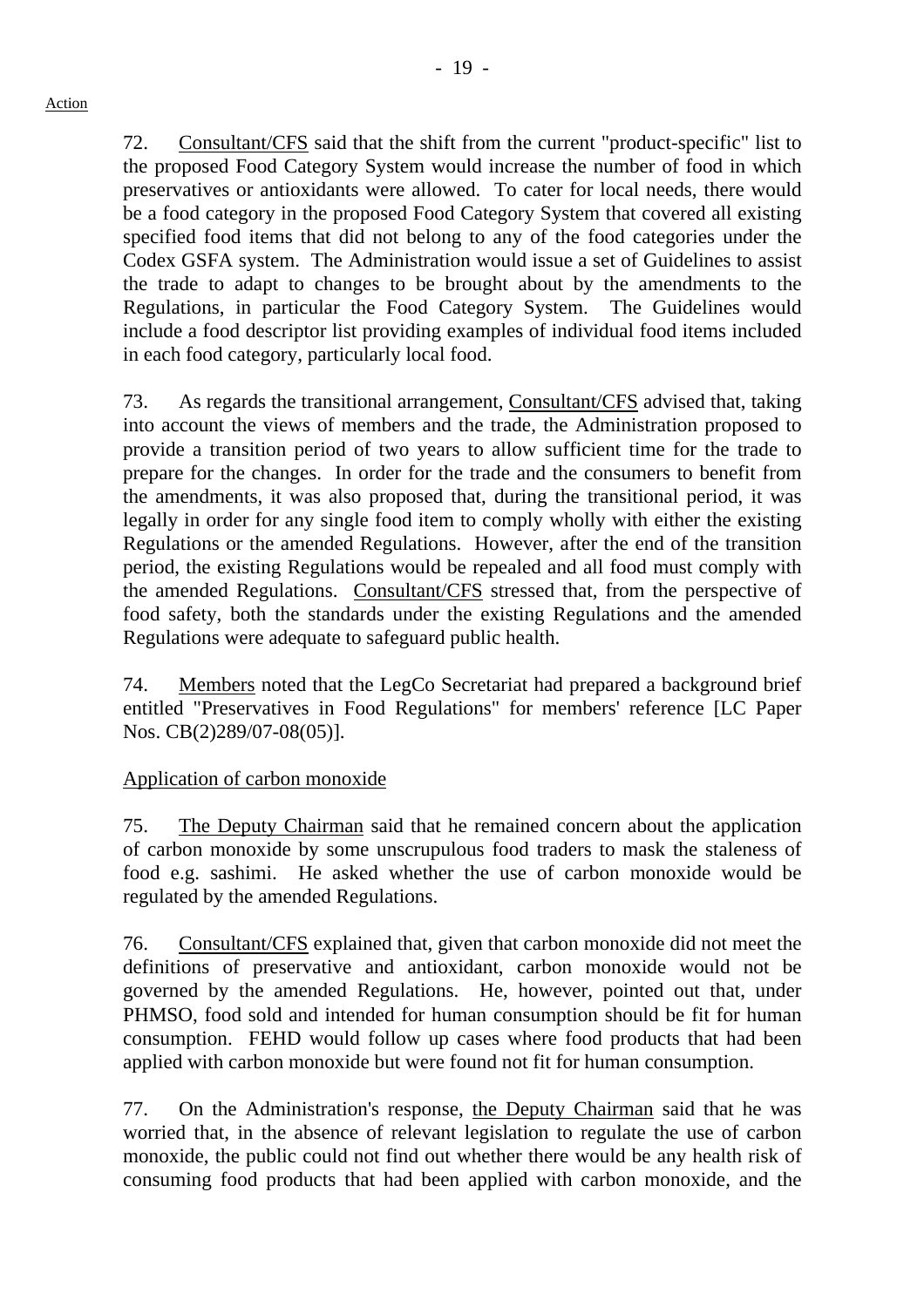Action

72. Consultant/CFS said that the shift from the current "product-specific" list to the proposed Food Category System would increase the number of food in which preservatives or antioxidants were allowed. To cater for local needs, there would be a food category in the proposed Food Category System that covered all existing specified food items that did not belong to any of the food categories under the Codex GSFA system. The Administration would issue a set of Guidelines to assist the trade to adapt to changes to be brought about by the amendments to the Regulations, in particular the Food Category System. The Guidelines would include a food descriptor list providing examples of individual food items included in each food category, particularly local food.

73. As regards the transitional arrangement, Consultant/CFS advised that, taking into account the views of members and the trade, the Administration proposed to provide a transition period of two years to allow sufficient time for the trade to prepare for the changes. In order for the trade and the consumers to benefit from the amendments, it was also proposed that, during the transitional period, it was legally in order for any single food item to comply wholly with either the existing Regulations or the amended Regulations. However, after the end of the transition period, the existing Regulations would be repealed and all food must comply with the amended Regulations. Consultant/CFS stressed that, from the perspective of food safety, both the standards under the existing Regulations and the amended Regulations were adequate to safeguard public health.

74. Members noted that the LegCo Secretariat had prepared a background brief entitled "Preservatives in Food Regulations" for members' reference [LC Paper Nos. CB(2)289/07-08(05)].

Application of carbon monoxide

75. The Deputy Chairman said that he remained concern about the application of carbon monoxide by some unscrupulous food traders to mask the staleness of food e.g. sashimi. He asked whether the use of carbon monoxide would be regulated by the amended Regulations.

76. Consultant/CFS explained that, given that carbon monoxide did not meet the definitions of preservative and antioxidant, carbon monoxide would not be governed by the amended Regulations. He, however, pointed out that, under PHMSO, food sold and intended for human consumption should be fit for human consumption. FEHD would follow up cases where food products that had been applied with carbon monoxide but were found not fit for human consumption.

77. On the Administration's response, the Deputy Chairman said that he was worried that, in the absence of relevant legislation to regulate the use of carbon monoxide, the public could not find out whether there would be any health risk of consuming food products that had been applied with carbon monoxide, and the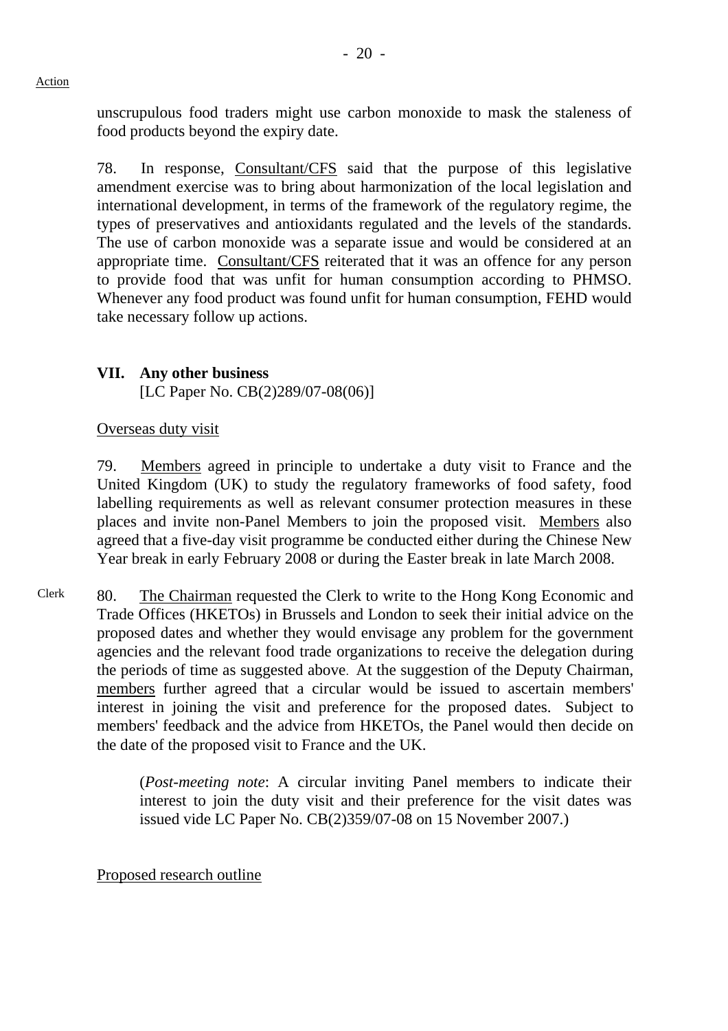Action

unscrupulous food traders might use carbon monoxide to mask the staleness of food products beyond the expiry date.

78. In response, <u>Consultant/CFS</u> said that the purpose of this legislative amendment exercise was to bring about harmonization of the local legislation and international development, in terms of the framework of the regulatory regime, the types of preservatives and antioxidants regulated and the levels of the standards. The use of carbon monoxide was a separate issue and would be considered at an appropriate time. <u>Consultant/CFS</u> reiterated that it was an offence for any person to provide food that was unfit for human consumption according to PHMSO. Whenever any food product was found unfit for human consumption, FEHD would take necessary follow up actions.

**VII. Any other business**
[LC Paper No. CB(2)289/07-08(06)]

<u>Overseas duty visit</u>

79. <u>Members</u> agreed in principle to undertake a duty visit to France and the United Kingdom (UK) to study the regulatory frameworks of food safety, food labelling requirements as well as relevant consumer protection measures in these places and invite non-Panel Members to join the proposed visit. <u>Members</u> also agreed that a five-day visit programme be conducted either during the Chinese New Year break in early February 2008 or during the Easter break in late March 2008.

Clerk

80. <u>The Chairman</u> requested the Clerk to write to the Hong Kong Economic and Trade Offices (HKETOs) in Brussels and London to seek their initial advice on the proposed dates and whether they would envisage any problem for the government agencies and the relevant food trade organizations to receive the delegation during the periods of time as suggested above. At the suggestion of the Deputy Chairman, <u>members</u> further agreed that a circular would be issued to ascertain members' interest in joining the visit and preference for the proposed dates. Subject to members' feedback and the advice from HKETOs, the Panel would then decide on the date of the proposed visit to France and the UK.

(*Post-meeting note*: A circular inviting Panel members to indicate their interest to join the duty visit and their preference for the visit dates was issued vide LC Paper No. CB(2)359/07-08 on 15 November 2007.)

<u>Proposed research outline</u>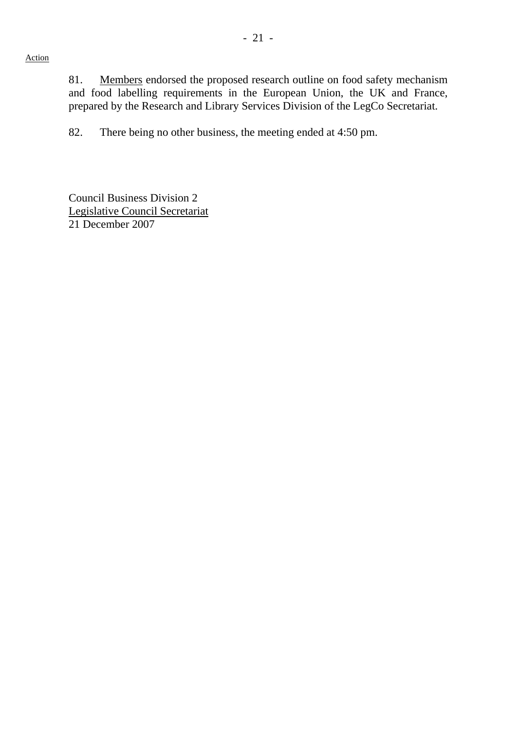Action

81. Members endorsed the proposed research outline on food safety mechanism and food labelling requirements in the European Union, the UK and France, prepared by the Research and Library Services Division of the LegCo Secretariat.

82. There being no other business, the meeting ended at 4:50 pm.

Council Business Division 2
Legislative Council Secretariat
21 December 2007